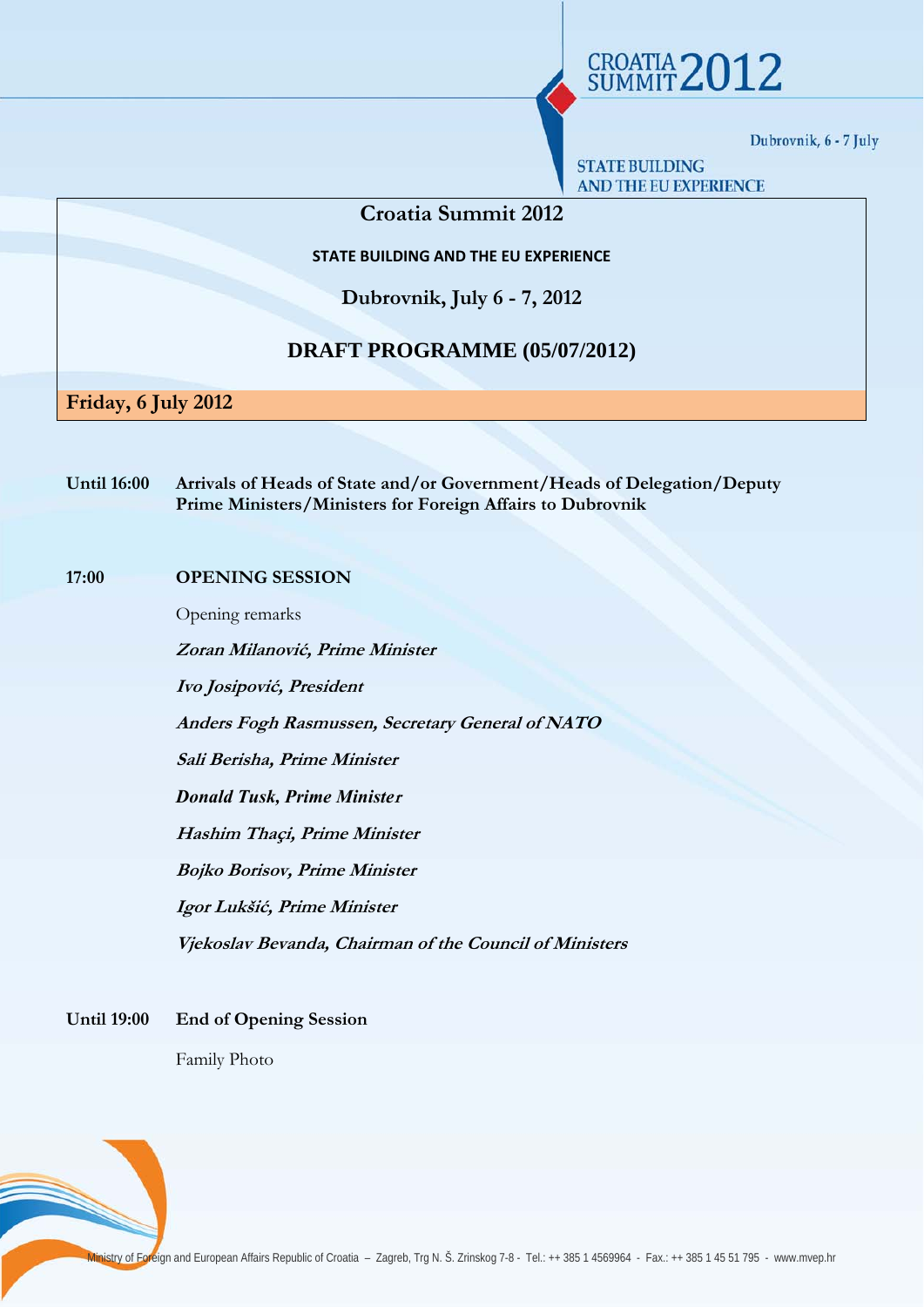CROATIA SUMMIT 2012

Dubrovnik, 6 - 7 July

STATE BUILDING AND THE EU EXPERIENCE

# Croatia Summit 2012

**STATE BUILDING AND THE EU EXPERIENCE**

**Dubrovnik, July 6 - 7, 2012**

## DRAFT PROGRAMME (05/07/2012)

## Friday, 6 July 2012

**Until 16:00** **Arrivals of Heads of State and/or Government/Heads of Delegation/Deputy Prime Ministers/Ministers for Foreign Affairs to Dubrovnik**

**17:00** **OPENING SESSION**

Opening remarks

***Zoran Milanović, Prime Minister***

***Ivo Josipović, President***

***Anders Fogh Rasmussen, Secretary General of NATO***

***Sali Berisha, Prime Minister***

***Donald Tusk, Prime Minister***

***Hashim Thaçi, Prime Minister***

***Bojko Borisov, Prime Minister***

***Igor Lukšić, Prime Minister***

***Vjekoslav Bevanda, Chairman of the Council of Ministers***

**Until 19:00** **End of Opening Session**

Family Photo

Ministry of Foreign and European Affairs Republic of Croatia – Zagreb, Trg N. Š. Zrinskog 7-8 - Tel.: ++ 385 1 4569964 - Fax.: ++ 385 1 45 51 795 - www.mvep.hr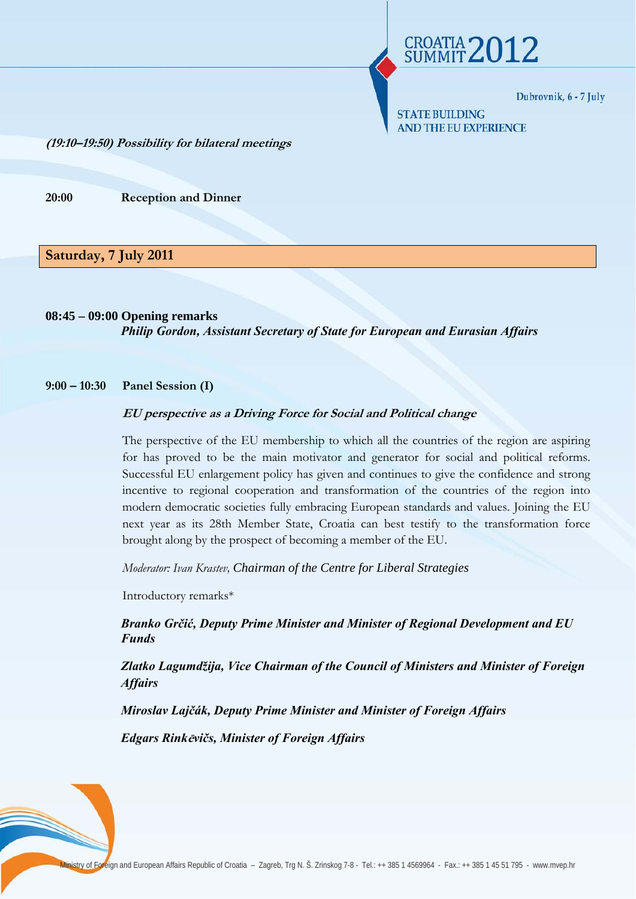***(19:10–19:50) Possibility for bilateral meetings***

**20:00** **Reception and Dinner**

## Saturday, 7 July 2011

**08:45 – 09:00 Opening remarks**

***Philip Gordon, Assistant Secretary of State for European and Eurasian Affairs***

**9:00 – 10:30** **Panel Session (I)**

***EU perspective as a Driving Force for Social and Political change***

The perspective of the EU membership to which all the countries of the region are aspiring for has proved to be the main motivator and generator for social and political reforms. Successful EU enlargement policy has given and continues to give the confidence and strong incentive to regional cooperation and transformation of the countries of the region into modern democratic societies fully embracing European standards and values. Joining the EU next year as its 28th Member State, Croatia can best testify to the transformation force brought along by the prospect of becoming a member of the EU.

*Moderator: Ivan Krastev, Chairman of the Centre for Liberal Strategies*

Introductory remarks*

***Branko Grčić, Deputy Prime Minister and Minister of Regional Development and EU Funds***

***Zlatko Lagumdžija, Vice Chairman of the Council of Ministers and Minister of Foreign Affairs***

***Miroslav Lajčák, Deputy Prime Minister and Minister of Foreign Affairs***

***Edgars Rinkēvičs, Minister of Foreign Affairs***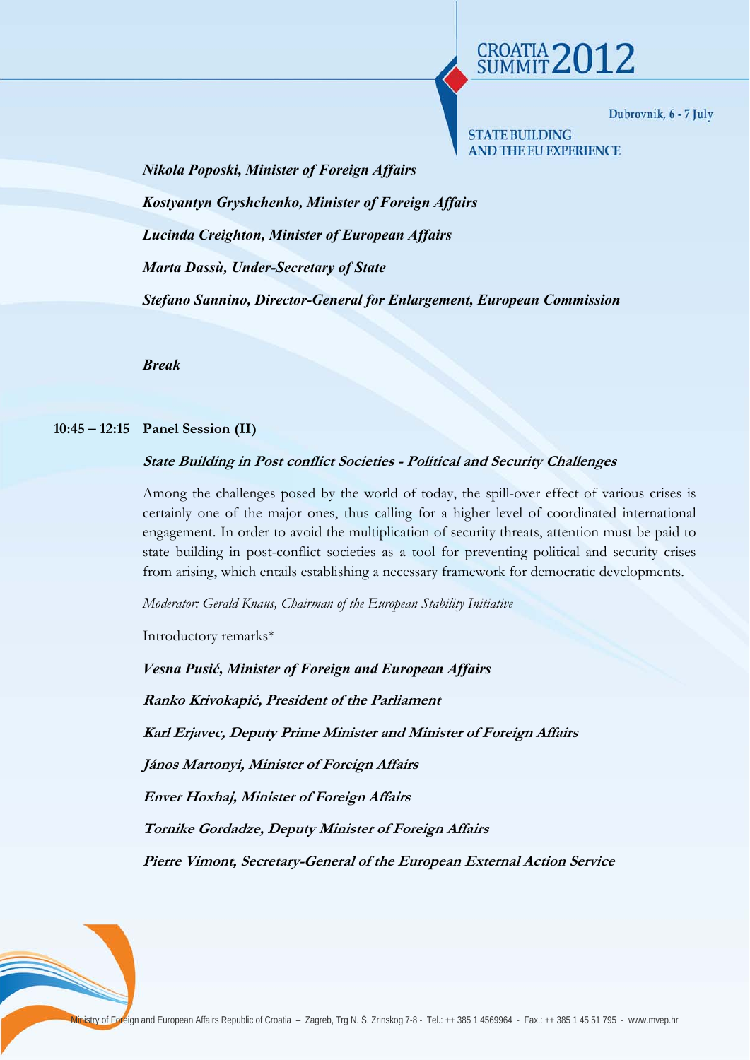***Nikola Poposki, Minister of Foreign Affairs***

***Kostyantyn Gryshchenko, Minister of Foreign Affairs***

***Lucinda Creighton, Minister of European Affairs***

***Marta Dassù, Under-Secretary of State***

***Stefano Sannino, Director-General for Enlargement, European Commission***

***Break***

**10:45 – 12:15 Panel Session (II)**

***State Building in Post conflict Societies - Political and Security Challenges***

Among the challenges posed by the world of today, the spill-over effect of various crises is certainly one of the major ones, thus calling for a higher level of coordinated international engagement. In order to avoid the multiplication of security threats, attention must be paid to state building in post-conflict societies as a tool for preventing political and security crises from arising, which entails establishing a necessary framework for democratic developments.

*Moderator: Gerald Knaus, Chairman of the European Stability Initiative*

Introductory remarks*

***Vesna Pusić, Minister of Foreign and European Affairs***

***Ranko Krivokapić, President of the Parliament***

***Karl Erjavec, Deputy Prime Minister and Minister of Foreign Affairs***

***János Martonyi, Minister of Foreign Affairs***

***Enver Hoxhaj, Minister of Foreign Affairs***

***Tornike Gordadze, Deputy Minister of Foreign Affairs***

***Pierre Vimont, Secretary-General of the European External Action Service***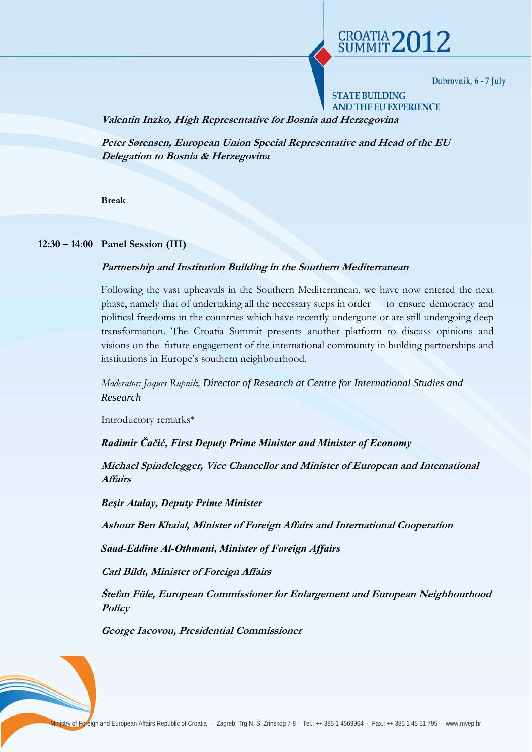***Valentin Inzko, High Representative for Bosnia and Herzegovina***

***Peter Sørensen, European Union Special Representative and Head of the EU Delegation to Bosnia & Herzegovina***

**Break**

**12:30 – 14:00 Panel Session (III)**

***Partnership and Institution Building in the Southern Mediterranean***

Following the vast upheavals in the Southern Mediterranean, we have now entered the next phase, namely that of undertaking all the necessary steps in order to ensure democracy and political freedoms in the countries which have recently undergone or are still undergoing deep transformation. The Croatia Summit presents another platform to discuss opinions and visions on the future engagement of the international community in building partnerships and institutions in Europe's southern neighbourhood.

*Moderator: Jaques Rupnik, Director of Research at Centre for International Studies and Research*

Introductory remarks*

***Radimir Čačić, First Deputy Prime Minister and Minister of Economy***

***Michael Spindelegger, Vice Chancellor and Minister of European and International Affairs***

***Beşir Atalay, Deputy Prime Minister***

***Ashour Ben Khaial, Minister of Foreign Affairs and International Cooperation***

***Saad-Eddine Al-Othmani, Minister of Foreign Affairs***

***Carl Bildt, Minister of Foreign Affairs***

***Štefan Füle, European Commissioner for Enlargement and European Neighbourhood Policy***

***George Iacovou, Presidential Commissioner***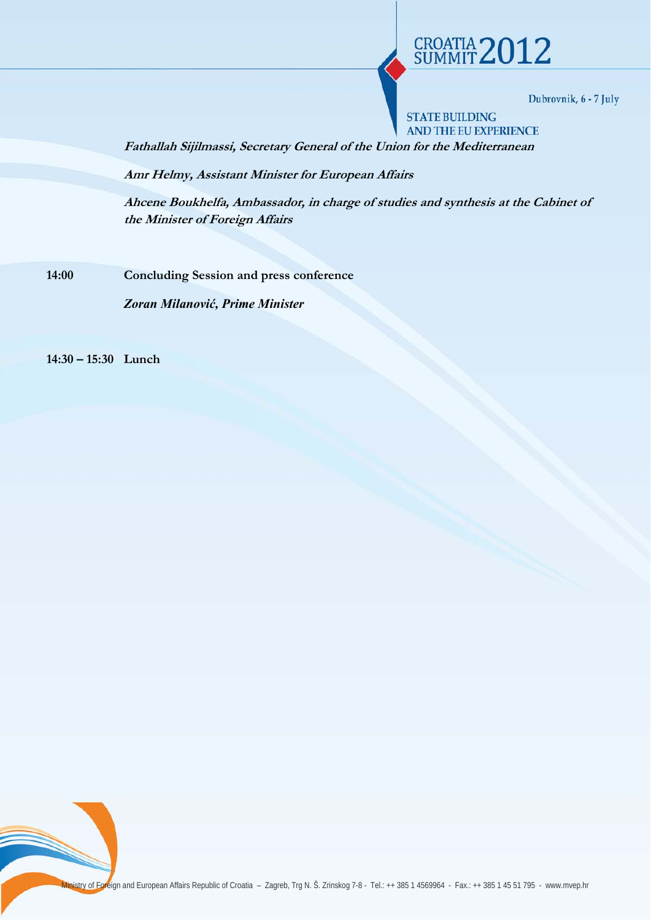***Fathallah Sijilmassi, Secretary General of the Union for the Mediterranean***

***Amr Helmy, Assistant Minister for European Affairs***

***Ahcene Boukhelfa, Ambassador, in charge of studies and synthesis at the Cabinet of the Minister of Foreign Affairs***

**14:00** **Concluding Session and press conference**

***Zoran Milanović, Prime Minister***

**14:30 – 15:30 Lunch**